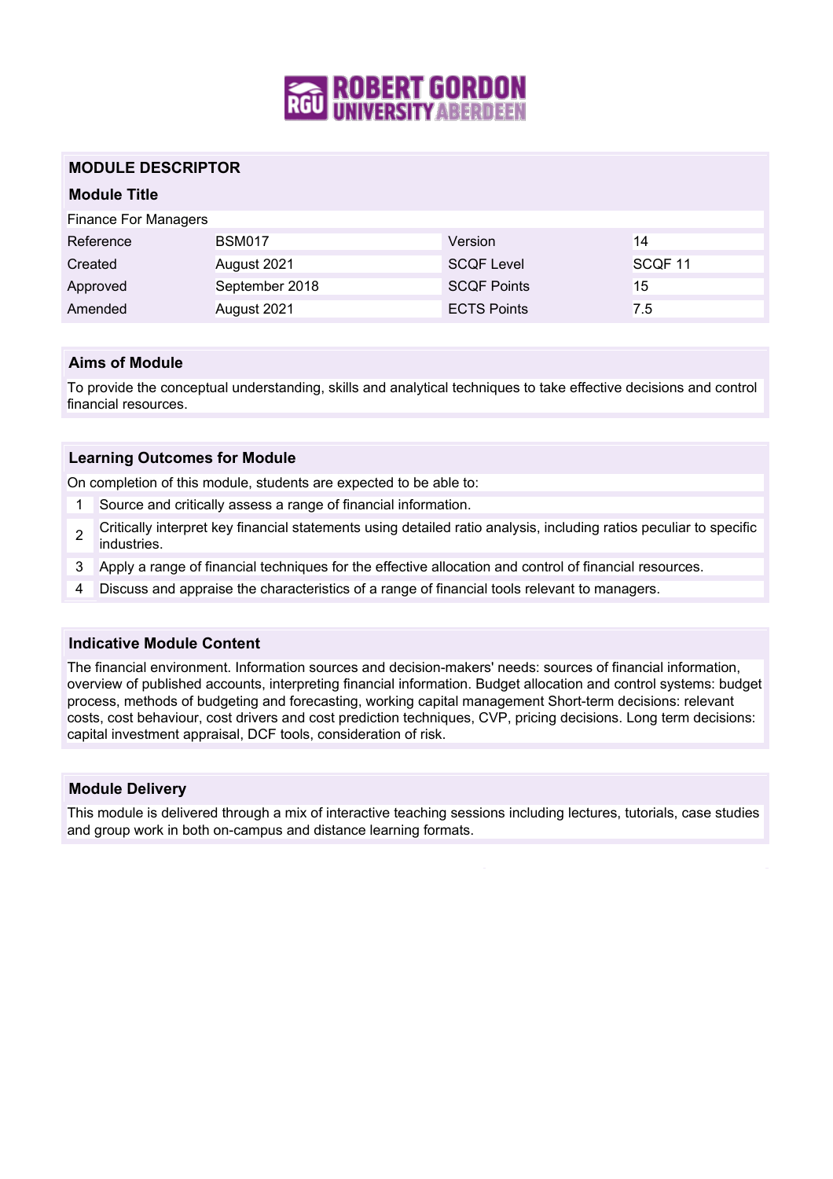## MODULE DESCRIPTOR

### Module Title

Finance For Managers

| Reference | BSM017 | Version | 14 |
|---|---|---|---|
| Created | August 2021 | SCQF Level | SCQF 11 |
| Approved | September 2018 | SCQF Points | 15 |
| Amended | August 2021 | ECTS Points | 7.5 |

### Aims of Module

To provide the conceptual understanding, skills and analytical techniques to take effective decisions and control financial resources.

### Learning Outcomes for Module

On completion of this module, students are expected to be able to:

1. Source and critically assess a range of financial information.
2. Critically interpret key financial statements using detailed ratio analysis, including ratios peculiar to specific industries.
3. Apply a range of financial techniques for the effective allocation and control of financial resources.
4. Discuss and appraise the characteristics of a range of financial tools relevant to managers.

### Indicative Module Content

The financial environment. Information sources and decision-makers' needs: sources of financial information, overview of published accounts, interpreting financial information. Budget allocation and control systems: budget process, methods of budgeting and forecasting, working capital management Short-term decisions: relevant costs, cost behaviour, cost drivers and cost prediction techniques, CVP, pricing decisions. Long term decisions: capital investment appraisal, DCF tools, consideration of risk.

### Module Delivery

This module is delivered through a mix of interactive teaching sessions including lectures, tutorials, case studies and group work in both on-campus and distance learning formats.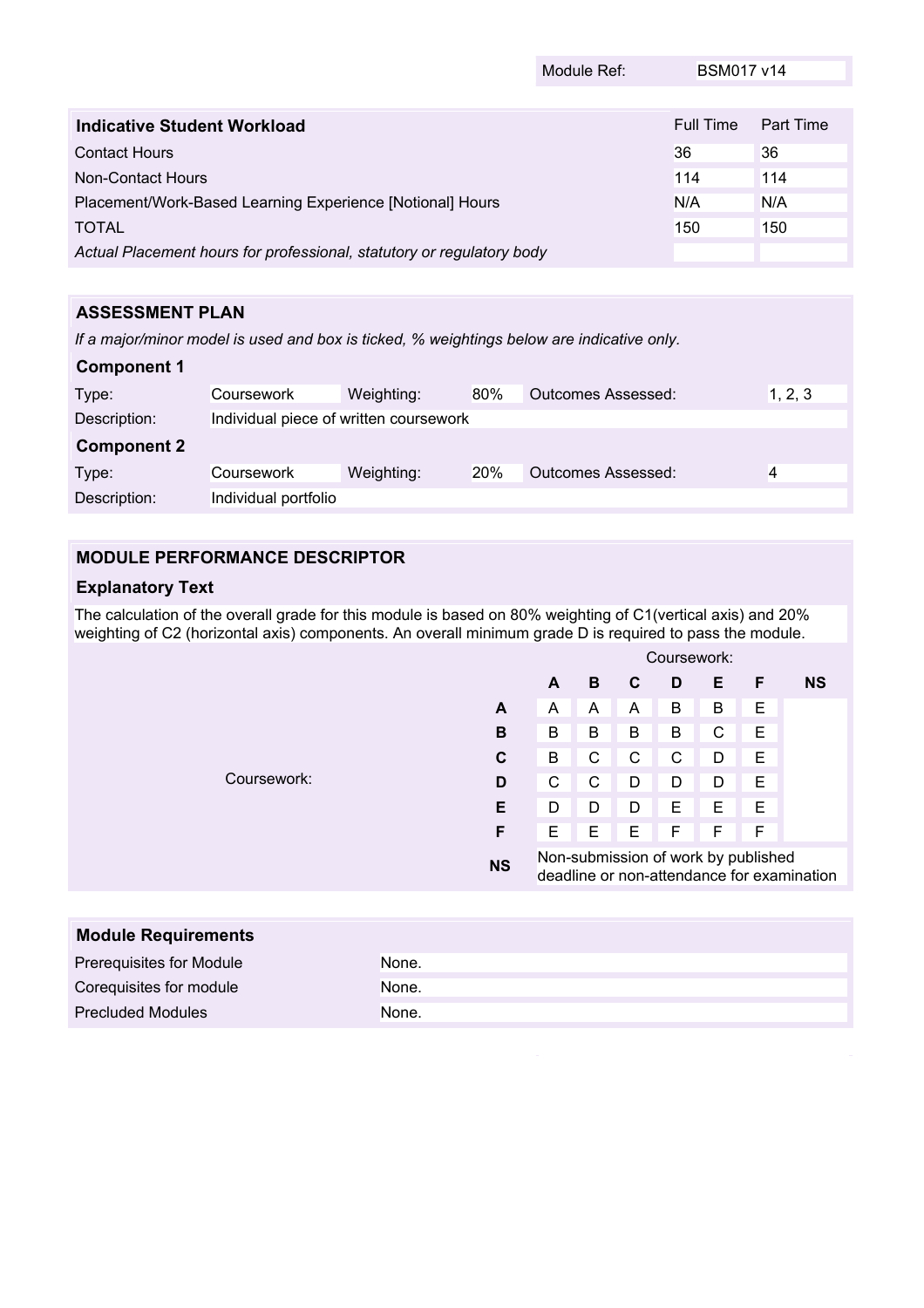| Module Ref: | BSM017 v14 |
|---|---|

| Indicative Student Workload | Full Time | Part Time |
|---|---|---|
| Contact Hours | 36 | 36 |
| Non-Contact Hours | 114 | 114 |
| Placement/Work-Based Learning Experience [Notional] Hours | N/A | N/A |
| TOTAL | 150 | 150 |
| *Actual Placement hours for professional, statutory or regulatory body* | | |

## ASSESSMENT PLAN

*If a major/minor model is used and box is ticked, % weightings below are indicative only.*

### Component 1

| Type: | Coursework | Weighting: | 80% | Outcomes Assessed: | 1, 2, 3 |
|---|---|---|---|---|---|
| Description: | Individual piece of written coursework | | | | |

### Component 2

| Type: | Coursework | Weighting: | 20% | Outcomes Assessed: | 4 |
|---|---|---|---|---|---|
| Description: | Individual portfolio | | | | |

## MODULE PERFORMANCE DESCRIPTOR

### Explanatory Text

The calculation of the overall grade for this module is based on 80% weighting of C1(vertical axis) and 20% weighting of C2 (horizontal axis) components. An overall minimum grade D is required to pass the module.

| | | Coursework: | | | | | | |
|---|---|---|---|---|---|---|---|---|
| | | **A** | **B** | **C** | **D** | **E** | **F** | **NS** |
| Coursework: | **A** | A | A | A | B | B | E | |
| | **B** | B | B | B | B | C | E | |
| | **C** | B | C | C | C | D | E | |
| | **D** | C | C | D | D | D | E | |
| | **E** | D | D | D | E | E | E | |
| | **F** | E | E | E | F | F | F | |
| | **NS** | Non-submission of work by published deadline or non-attendance for examination | | | | | | |

## Module Requirements

| | |
|---|---|
| Prerequisites for Module | None. |
| Corequisites for module | None. |
| Precluded Modules | None. |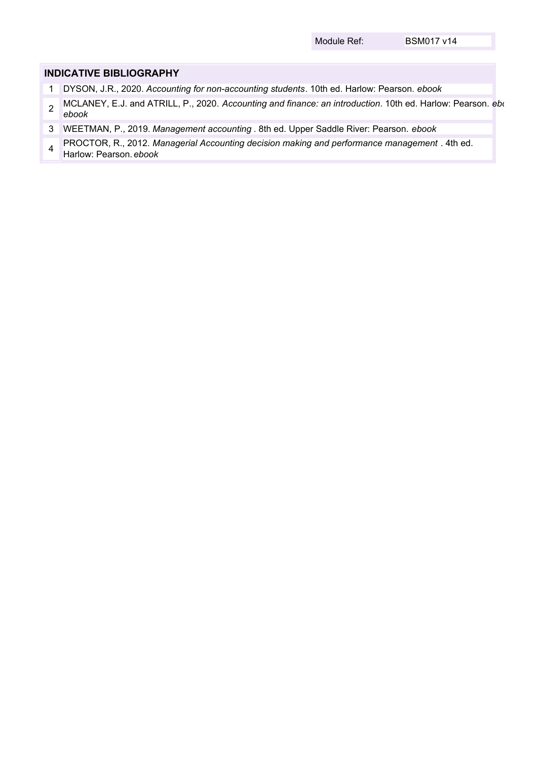## INDICATIVE BIBLIOGRAPHY

1. DYSON, J.R., 2020. *Accounting for non-accounting students*. 10th ed. Harlow: Pearson. *ebook*
2. MCLANEY, E.J. and ATRILL, P., 2020. *Accounting and finance: an introduction*. 10th ed. Harlow: Pearson. *ebook*
3. WEETMAN, P., 2019. *Management accounting* . 8th ed. Upper Saddle River: Pearson. *ebook*
4. PROCTOR, R., 2012. *Managerial Accounting decision making and performance management* . 4th ed. Harlow: Pearson. *ebook*